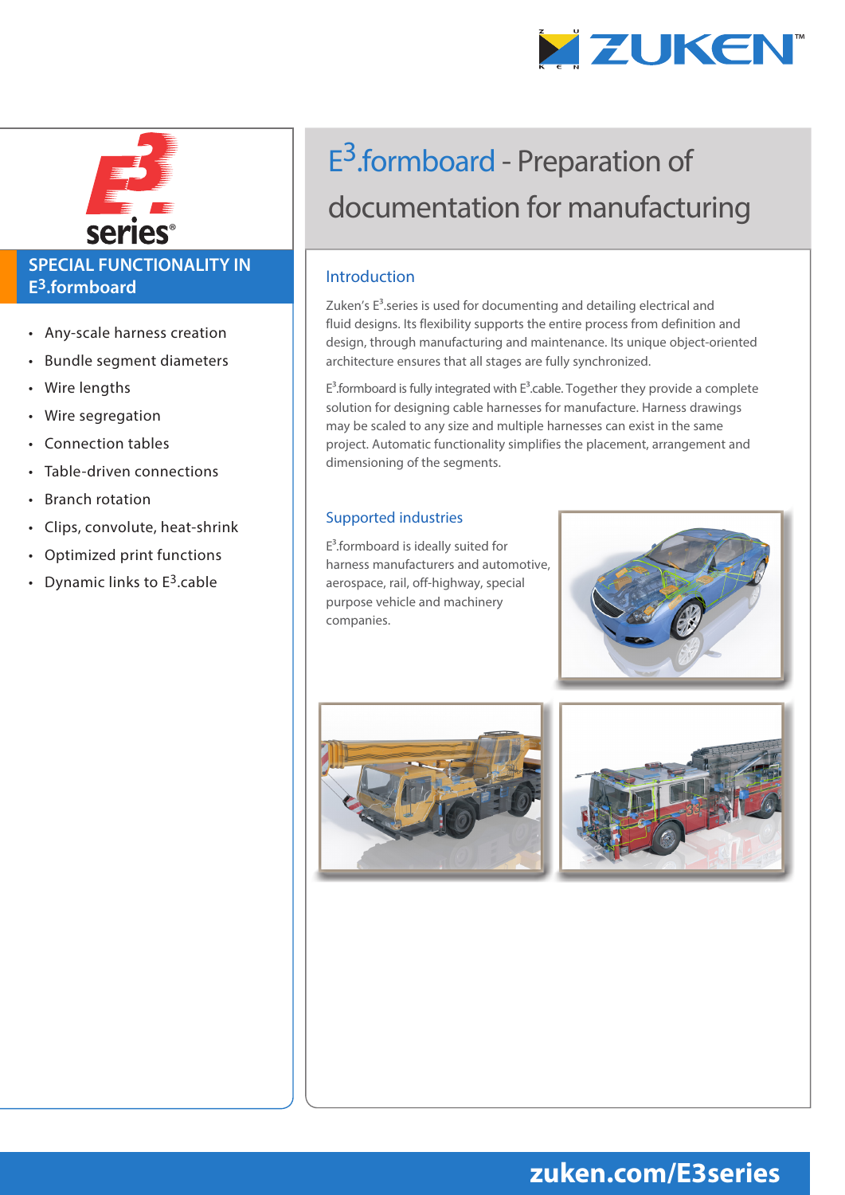# $E^3$.formboard - Preparation of documentation for manufacturing

## SPECIAL FUNCTIONALITY IN $E^3$.formboard

- Any-scale harness creation
- Bundle segment diameters
- Wire lengths
- Wire segregation
- Connection tables
- Table-driven connections
- Branch rotation
- Clips, convolute, heat-shrink
- Optimized print functions
- Dynamic links to $E^3$.cable

## Introduction

Zuken's $E^3$.series is used for documenting and detailing electrical and fluid designs. Its flexibility supports the entire process from definition and design, through manufacturing and maintenance. Its unique object-oriented architecture ensures that all stages are fully synchronized.

$E^3$.formboard is fully integrated with $E^3$.cable. Together they provide a complete solution for designing cable harnesses for manufacture. Harness drawings may be scaled to any size and multiple harnesses can exist in the same project. Automatic functionality simplifies the placement, arrangement and dimensioning of the segments.

## Supported industries

$E^3$.formboard is ideally suited for harness manufacturers and automotive, aerospace, rail, off-highway, special purpose vehicle and machinery companies.

zuken.com/E3series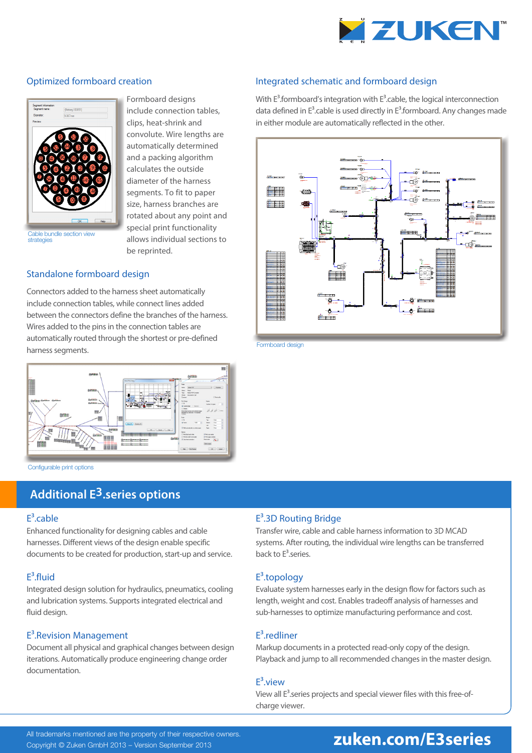## Optimized formboard creation

Formboard designs include connection tables, clips, heat-shrink and convolute. Wire lengths are automatically determined and a packing algorithm calculates the outside diameter of the harness segments. To fit to paper size, harness branches are rotated about any point and special print functionality allows individual sections to be reprinted.

Cable bundle section view strategies

## Standalone formboard design

Connectors added to the harness sheet automatically include connection tables, while connect lines added between the connectors define the branches of the harness. Wires added to the pins in the connection tables are automatically routed through the shortest or pre-defined harness segments.

Configurable print options

## Integrated schematic and formboard design

With E³.formboard's integration with E³.cable, the logical interconnection data defined in E³.cable is used directly in E³.formboard. Any changes made in either module are automatically reflected in the other.

Formboard design

# Additional E³.series options

### E³.cable

Enhanced functionality for designing cables and cable harnesses. Different views of the design enable specific documents to be created for production, start-up and service.

### E³.fluid

Integrated design solution for hydraulics, pneumatics, cooling and lubrication systems. Supports integrated electrical and fluid design.

### E³.Revision Management

Document all physical and graphical changes between design iterations. Automatically produce engineering change order documentation.

### E³.3D Routing Bridge

Transfer wire, cable and cable harness information to 3D MCAD systems. After routing, the individual wire lengths can be transferred back to E³.series.

### E³.topology

Evaluate system harnesses early in the design flow for factors such as length, weight and cost. Enables tradeoff analysis of harnesses and sub-harnesses to optimize manufacturing performance and cost.

### E³.redliner

Markup documents in a protected read-only copy of the design. Playback and jump to all recommended changes in the master design.

### E³.view

View all E³.series projects and special viewer files with this free-of-charge viewer.

All trademarks mentioned are the property of their respective owners.
Copyright © Zuken GmbH 2013 – Version September 2013

**zuken.com/E3series**